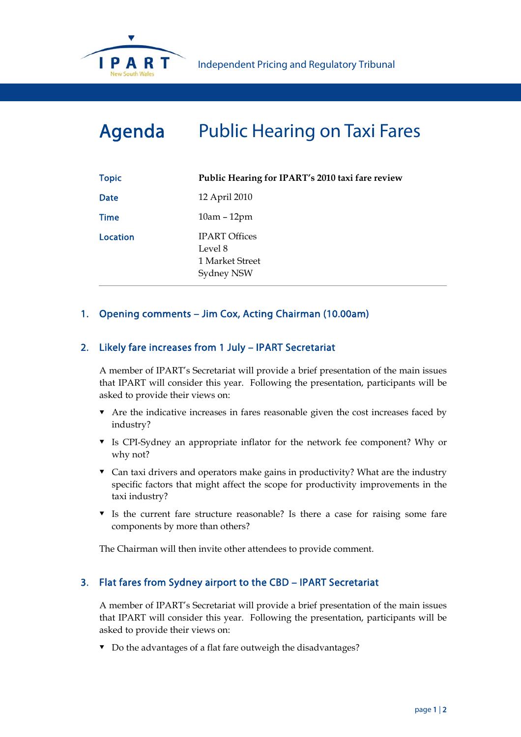IPART New South Wales

Independent Pricing and Regulatory Tribunal

# Agenda Public Hearing on Taxi Fares

| | |
|---|---|
| **Topic** | **Public Hearing for IPART's 2010 taxi fare review** |
| **Date** | 12 April 2010 |
| **Time** | 10am – 12pm |
| **Location** | IPART Offices<br>Level 8<br>1 Market Street<br>Sydney NSW |

## 1. Opening comments – Jim Cox, Acting Chairman (10.00am)

## 2. Likely fare increases from 1 July – IPART Secretariat

A member of IPART's Secretariat will provide a brief presentation of the main issues that IPART will consider this year. Following the presentation, participants will be asked to provide their views on:

- Are the indicative increases in fares reasonable given the cost increases faced by industry?
- Is CPI-Sydney an appropriate inflator for the network fee component? Why or why not?
- Can taxi drivers and operators make gains in productivity? What are the industry specific factors that might affect the scope for productivity improvements in the taxi industry?
- Is the current fare structure reasonable? Is there a case for raising some fare components by more than others?

The Chairman will then invite other attendees to provide comment.

## 3. Flat fares from Sydney airport to the CBD – IPART Secretariat

A member of IPART's Secretariat will provide a brief presentation of the main issues that IPART will consider this year. Following the presentation, participants will be asked to provide their views on:

- Do the advantages of a flat fare outweigh the disadvantages?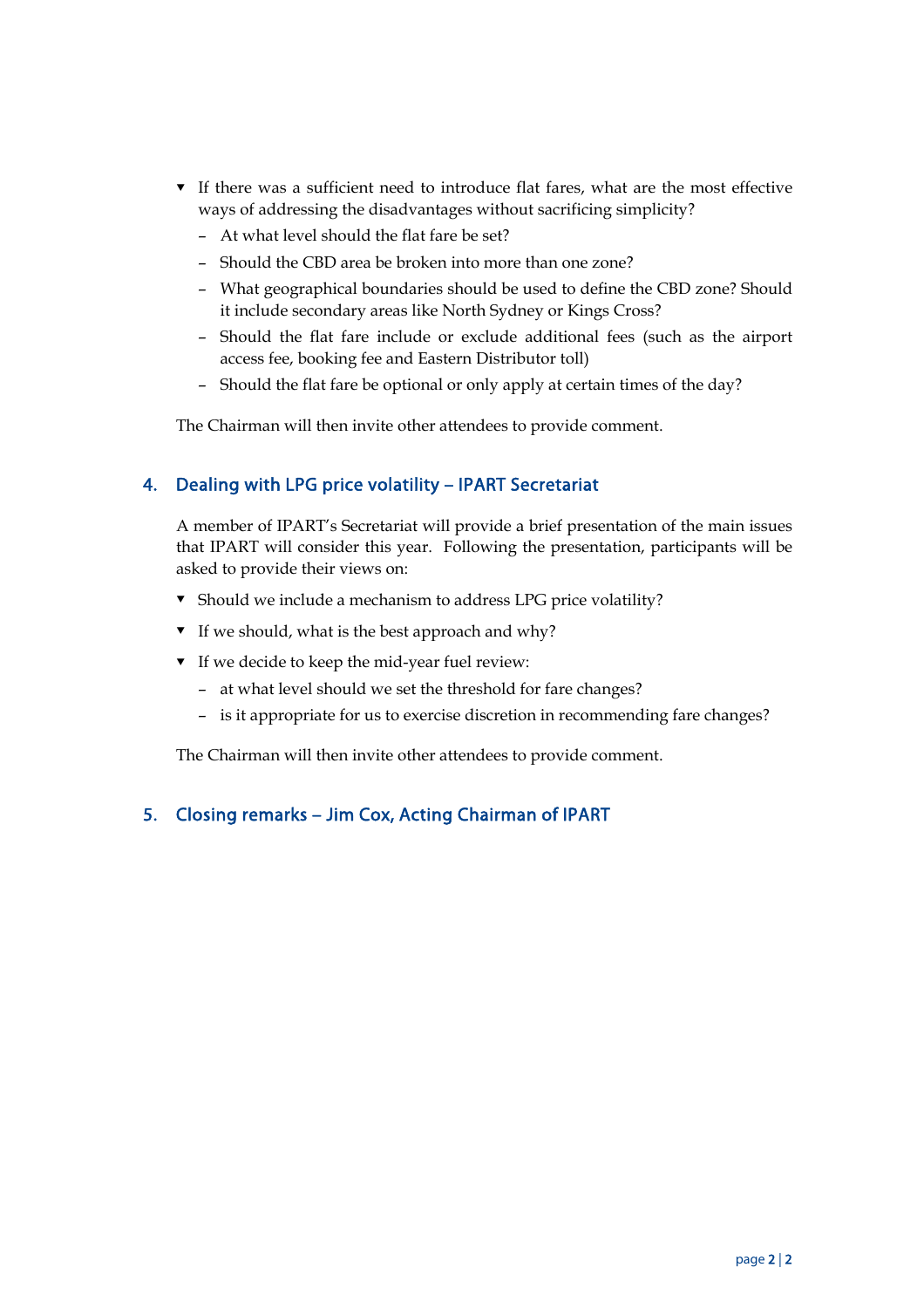- If there was a sufficient need to introduce flat fares, what are the most effective ways of addressing the disadvantages without sacrificing simplicity?
  - At what level should the flat fare be set?
  - Should the CBD area be broken into more than one zone?
  - What geographical boundaries should be used to define the CBD zone? Should it include secondary areas like North Sydney or Kings Cross?
  - Should the flat fare include or exclude additional fees (such as the airport access fee, booking fee and Eastern Distributor toll)
  - Should the flat fare be optional or only apply at certain times of the day?

The Chairman will then invite other attendees to provide comment.

## 4. Dealing with LPG price volatility – IPART Secretariat

A member of IPART's Secretariat will provide a brief presentation of the main issues that IPART will consider this year. Following the presentation, participants will be asked to provide their views on:

- Should we include a mechanism to address LPG price volatility?
- If we should, what is the best approach and why?
- If we decide to keep the mid-year fuel review:
  - at what level should we set the threshold for fare changes?
  - is it appropriate for us to exercise discretion in recommending fare changes?

The Chairman will then invite other attendees to provide comment.

## 5. Closing remarks – Jim Cox, Acting Chairman of IPART